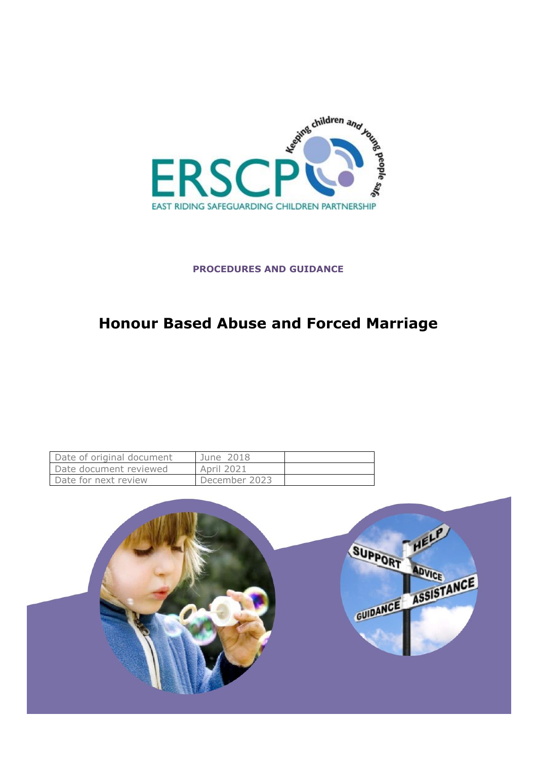ERSCP

Keeping children and young people safe

EAST RIDING SAFEGUARDING CHILDREN PARTNERSHIP

**PROCEDURES AND GUIDANCE**

# Honour Based Abuse and Forced Marriage

| Date of original document | June 2018 | |
|---|---|---|
| Date document reviewed | April 2021 | |
| Date for next review | December 2023 | |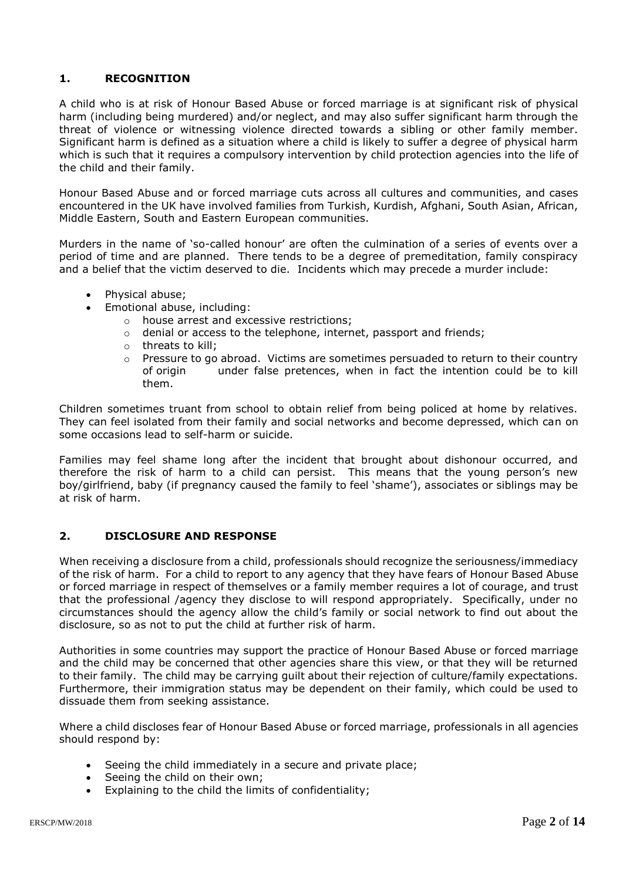## 1. RECOGNITION

A child who is at risk of Honour Based Abuse or forced marriage is at significant risk of physical harm (including being murdered) and/or neglect, and may also suffer significant harm through the threat of violence or witnessing violence directed towards a sibling or other family member. Significant harm is defined as a situation where a child is likely to suffer a degree of physical harm which is such that it requires a compulsory intervention by child protection agencies into the life of the child and their family.

Honour Based Abuse and or forced marriage cuts across all cultures and communities, and cases encountered in the UK have involved families from Turkish, Kurdish, Afghani, South Asian, African, Middle Eastern, South and Eastern European communities.

Murders in the name of 'so-called honour' are often the culmination of a series of events over a period of time and are planned. There tends to be a degree of premeditation, family conspiracy and a belief that the victim deserved to die. Incidents which may precede a murder include:

- Physical abuse;
- Emotional abuse, including:
  - house arrest and excessive restrictions;
  - denial or access to the telephone, internet, passport and friends;
  - threats to kill;
  - Pressure to go abroad. Victims are sometimes persuaded to return to their country of origin under false pretences, when in fact the intention could be to kill them.

Children sometimes truant from school to obtain relief from being policed at home by relatives. They can feel isolated from their family and social networks and become depressed, which can on some occasions lead to self-harm or suicide.

Families may feel shame long after the incident that brought about dishonour occurred, and therefore the risk of harm to a child can persist. This means that the young person's new boy/girlfriend, baby (if pregnancy caused the family to feel 'shame'), associates or siblings may be at risk of harm.

## 2. DISCLOSURE AND RESPONSE

When receiving a disclosure from a child, professionals should recognize the seriousness/immediacy of the risk of harm. For a child to report to any agency that they have fears of Honour Based Abuse or forced marriage in respect of themselves or a family member requires a lot of courage, and trust that the professional /agency they disclose to will respond appropriately. Specifically, under no circumstances should the agency allow the child's family or social network to find out about the disclosure, so as not to put the child at further risk of harm.

Authorities in some countries may support the practice of Honour Based Abuse or forced marriage and the child may be concerned that other agencies share this view, or that they will be returned to their family. The child may be carrying guilt about their rejection of culture/family expectations. Furthermore, their immigration status may be dependent on their family, which could be used to dissuade them from seeking assistance.

Where a child discloses fear of Honour Based Abuse or forced marriage, professionals in all agencies should respond by:

- Seeing the child immediately in a secure and private place;
- Seeing the child on their own;
- Explaining to the child the limits of confidentiality;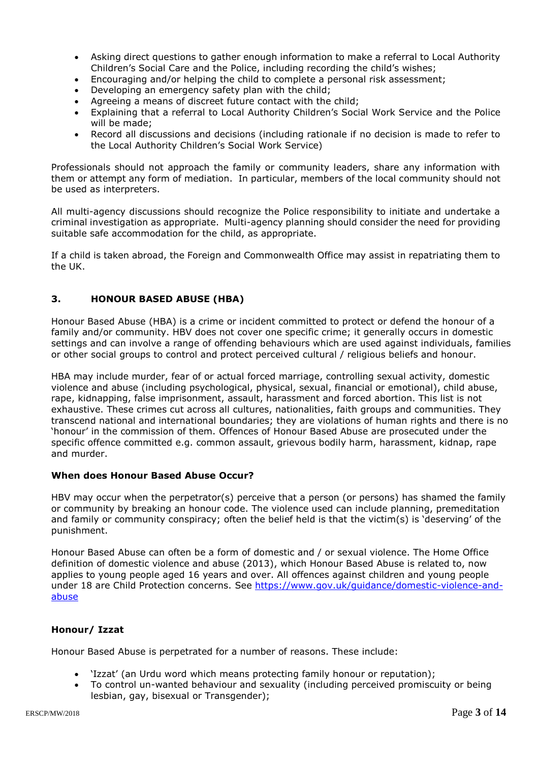- Asking direct questions to gather enough information to make a referral to Local Authority Children's Social Care and the Police, including recording the child's wishes;
- Encouraging and/or helping the child to complete a personal risk assessment;
- Developing an emergency safety plan with the child;
- Agreeing a means of discreet future contact with the child;
- Explaining that a referral to Local Authority Children's Social Work Service and the Police will be made;
- Record all discussions and decisions (including rationale if no decision is made to refer to the Local Authority Children's Social Work Service)

Professionals should not approach the family or community leaders, share any information with them or attempt any form of mediation. In particular, members of the local community should not be used as interpreters.

All multi-agency discussions should recognize the Police responsibility to initiate and undertake a criminal investigation as appropriate. Multi-agency planning should consider the need for providing suitable safe accommodation for the child, as appropriate.

If a child is taken abroad, the Foreign and Commonwealth Office may assist in repatriating them to the UK.

## 3. HONOUR BASED ABUSE (HBA)

Honour Based Abuse (HBA) is a crime or incident committed to protect or defend the honour of a family and/or community. HBV does not cover one specific crime; it generally occurs in domestic settings and can involve a range of offending behaviours which are used against individuals, families or other social groups to control and protect perceived cultural / religious beliefs and honour.

HBA may include murder, fear of or actual forced marriage, controlling sexual activity, domestic violence and abuse (including psychological, physical, sexual, financial or emotional), child abuse, rape, kidnapping, false imprisonment, assault, harassment and forced abortion. This list is not exhaustive. These crimes cut across all cultures, nationalities, faith groups and communities. They transcend national and international boundaries; they are violations of human rights and there is no 'honour' in the commission of them. Offences of Honour Based Abuse are prosecuted under the specific offence committed e.g. common assault, grievous bodily harm, harassment, kidnap, rape and murder.

### When does Honour Based Abuse Occur?

HBV may occur when the perpetrator(s) perceive that a person (or persons) has shamed the family or community by breaking an honour code. The violence used can include planning, premeditation and family or community conspiracy; often the belief held is that the victim(s) is 'deserving' of the punishment.

Honour Based Abuse can often be a form of domestic and / or sexual violence. The Home Office definition of domestic violence and abuse (2013), which Honour Based Abuse is related to, now applies to young people aged 16 years and over. All offences against children and young people under 18 are Child Protection concerns. See [https://www.gov.uk/guidance/domestic-violence-and-abuse](https://www.gov.uk/guidance/domestic-violence-and-abuse)

### Honour/ Izzat

Honour Based Abuse is perpetrated for a number of reasons. These include:

- 'Izzat' (an Urdu word which means protecting family honour or reputation);
- To control un-wanted behaviour and sexuality (including perceived promiscuity or being lesbian, gay, bisexual or Transgender);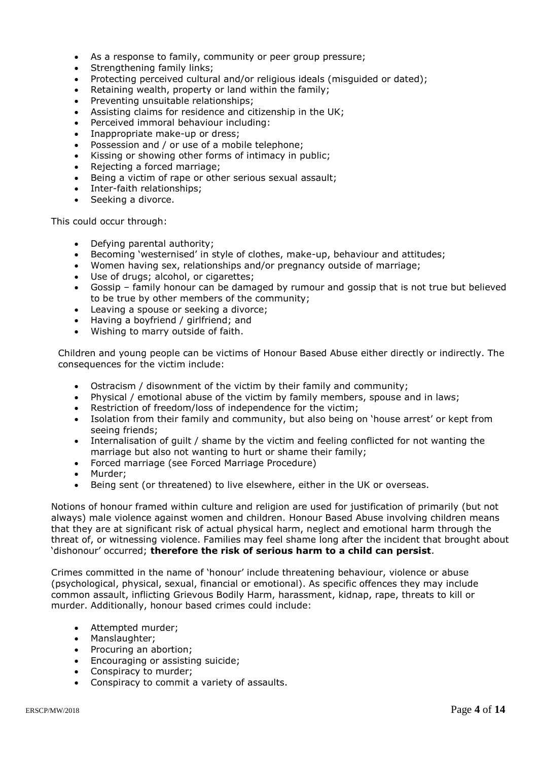- As a response to family, community or peer group pressure;
- Strengthening family links;
- Protecting perceived cultural and/or religious ideals (misguided or dated);
- Retaining wealth, property or land within the family;
- Preventing unsuitable relationships;
- Assisting claims for residence and citizenship in the UK;
- Perceived immoral behaviour including:
- Inappropriate make-up or dress;
- Possession and / or use of a mobile telephone;
- Kissing or showing other forms of intimacy in public;
- Rejecting a forced marriage;
- Being a victim of rape or other serious sexual assault;
- Inter-faith relationships;
- Seeking a divorce.

This could occur through:

- Defying parental authority;
- Becoming 'westernised' in style of clothes, make-up, behaviour and attitudes;
- Women having sex, relationships and/or pregnancy outside of marriage;
- Use of drugs; alcohol, or cigarettes;
- Gossip – family honour can be damaged by rumour and gossip that is not true but believed to be true by other members of the community;
- Leaving a spouse or seeking a divorce;
- Having a boyfriend / girlfriend; and
- Wishing to marry outside of faith.

Children and young people can be victims of Honour Based Abuse either directly or indirectly. The consequences for the victim include:

- Ostracism / disownment of the victim by their family and community;
- Physical / emotional abuse of the victim by family members, spouse and in laws;
- Restriction of freedom/loss of independence for the victim;
- Isolation from their family and community, but also being on 'house arrest' or kept from seeing friends;
- Internalisation of guilt / shame by the victim and feeling conflicted for not wanting the marriage but also not wanting to hurt or shame their family;
- Forced marriage (see Forced Marriage Procedure)
- Murder;
- Being sent (or threatened) to live elsewhere, either in the UK or overseas.

Notions of honour framed within culture and religion are used for justification of primarily (but not always) male violence against women and children. Honour Based Abuse involving children means that they are at significant risk of actual physical harm, neglect and emotional harm through the threat of, or witnessing violence. Families may feel shame long after the incident that brought about 'dishonour' occurred; **therefore the risk of serious harm to a child can persist**.

Crimes committed in the name of 'honour' include threatening behaviour, violence or abuse (psychological, physical, sexual, financial or emotional). As specific offences they may include common assault, inflicting Grievous Bodily Harm, harassment, kidnap, rape, threats to kill or murder. Additionally, honour based crimes could include:

- Attempted murder;
- Manslaughter;
- Procuring an abortion;
- Encouraging or assisting suicide;
- Conspiracy to murder;
- Conspiracy to commit a variety of assaults.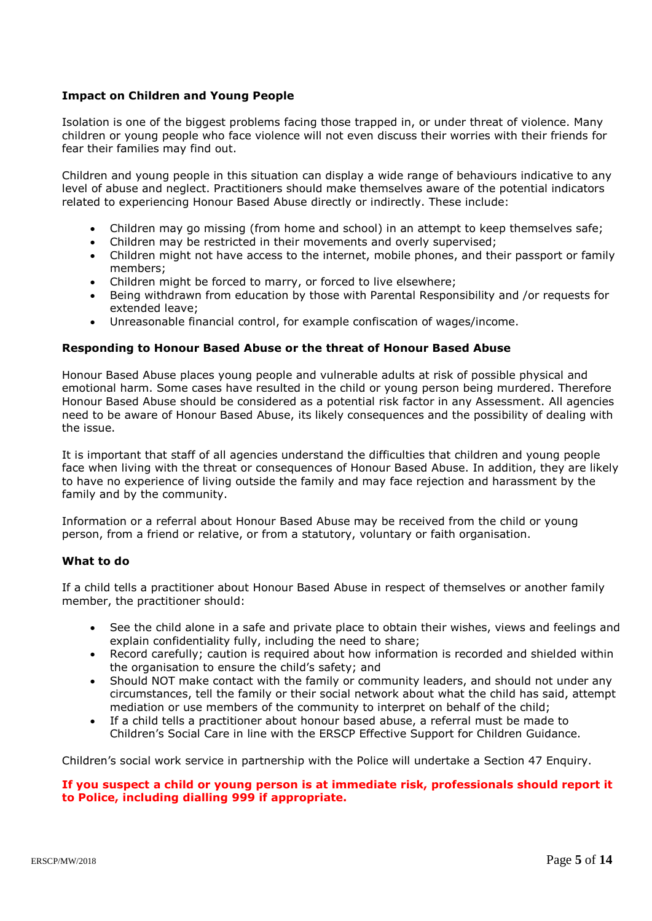**Impact on Children and Young People**

Isolation is one of the biggest problems facing those trapped in, or under threat of violence. Many children or young people who face violence will not even discuss their worries with their friends for fear their families may find out.

Children and young people in this situation can display a wide range of behaviours indicative to any level of abuse and neglect. Practitioners should make themselves aware of the potential indicators related to experiencing Honour Based Abuse directly or indirectly. These include:

- Children may go missing (from home and school) in an attempt to keep themselves safe;
- Children may be restricted in their movements and overly supervised;
- Children might not have access to the internet, mobile phones, and their passport or family members;
- Children might be forced to marry, or forced to live elsewhere;
- Being withdrawn from education by those with Parental Responsibility and /or requests for extended leave;
- Unreasonable financial control, for example confiscation of wages/income.

**Responding to Honour Based Abuse or the threat of Honour Based Abuse**

Honour Based Abuse places young people and vulnerable adults at risk of possible physical and emotional harm. Some cases have resulted in the child or young person being murdered. Therefore Honour Based Abuse should be considered as a potential risk factor in any Assessment. All agencies need to be aware of Honour Based Abuse, its likely consequences and the possibility of dealing with the issue.

It is important that staff of all agencies understand the difficulties that children and young people face when living with the threat or consequences of Honour Based Abuse. In addition, they are likely to have no experience of living outside the family and may face rejection and harassment by the family and by the community.

Information or a referral about Honour Based Abuse may be received from the child or young person, from a friend or relative, or from a statutory, voluntary or faith organisation.

**What to do**

If a child tells a practitioner about Honour Based Abuse in respect of themselves or another family member, the practitioner should:

- See the child alone in a safe and private place to obtain their wishes, views and feelings and explain confidentiality fully, including the need to share;
- Record carefully; caution is required about how information is recorded and shielded within the organisation to ensure the child's safety; and
- Should NOT make contact with the family or community leaders, and should not under any circumstances, tell the family or their social network about what the child has said, attempt mediation or use members of the community to interpret on behalf of the child;
- If a child tells a practitioner about honour based abuse, a referral must be made to Children's Social Care in line with the ERSCP Effective Support for Children Guidance.

Children's social work service in partnership with the Police will undertake a Section 47 Enquiry.

**If you suspect a child or young person is at immediate risk, professionals should report it to Police, including dialling 999 if appropriate.**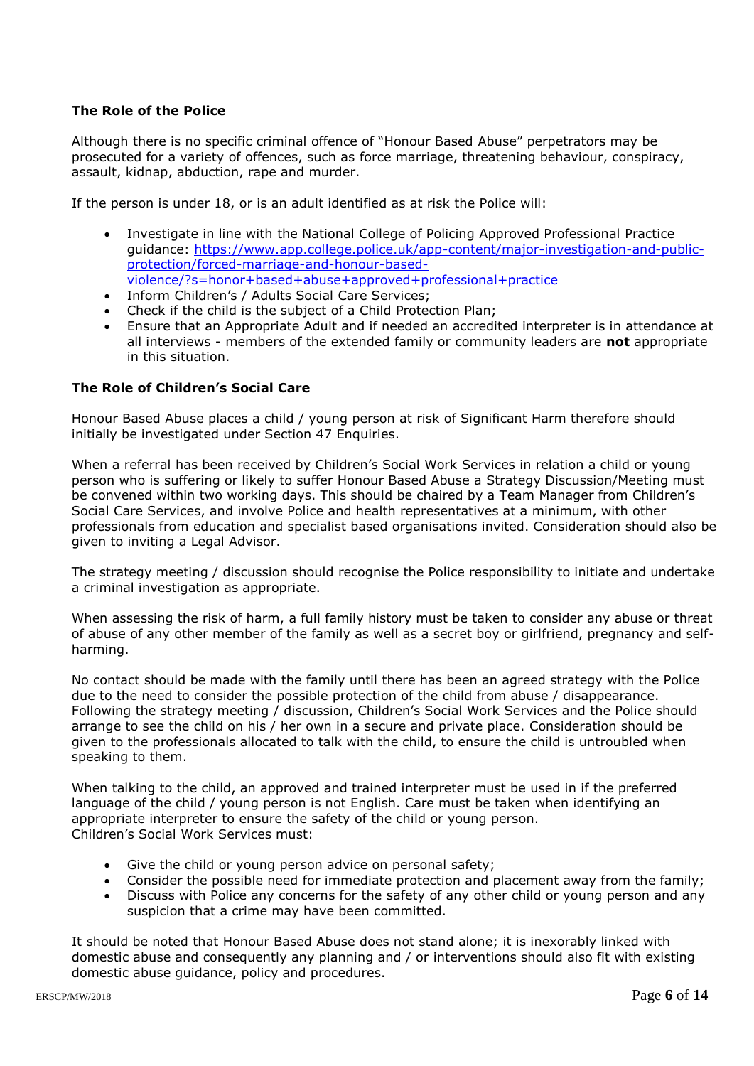**The Role of the Police**

Although there is no specific criminal offence of "Honour Based Abuse" perpetrators may be prosecuted for a variety of offences, such as force marriage, threatening behaviour, conspiracy, assault, kidnap, abduction, rape and murder.

If the person is under 18, or is an adult identified as at risk the Police will:

- Investigate in line with the National College of Policing Approved Professional Practice guidance: [https://www.app.college.police.uk/app-content/major-investigation-and-public-protection/forced-marriage-and-honour-based-violence/?s=honor+based+abuse+approved+professional+practice](https://www.app.college.police.uk/app-content/major-investigation-and-public-protection/forced-marriage-and-honour-based-violence/?s=honor+based+abuse+approved+professional+practice)
- Inform Children's / Adults Social Care Services;
- Check if the child is the subject of a Child Protection Plan;
- Ensure that an Appropriate Adult and if needed an accredited interpreter is in attendance at all interviews - members of the extended family or community leaders are **not** appropriate in this situation.

**The Role of Children's Social Care**

Honour Based Abuse places a child / young person at risk of Significant Harm therefore should initially be investigated under Section 47 Enquiries.

When a referral has been received by Children's Social Work Services in relation a child or young person who is suffering or likely to suffer Honour Based Abuse a Strategy Discussion/Meeting must be convened within two working days. This should be chaired by a Team Manager from Children's Social Care Services, and involve Police and health representatives at a minimum, with other professionals from education and specialist based organisations invited. Consideration should also be given to inviting a Legal Advisor.

The strategy meeting / discussion should recognise the Police responsibility to initiate and undertake a criminal investigation as appropriate.

When assessing the risk of harm, a full family history must be taken to consider any abuse or threat of abuse of any other member of the family as well as a secret boy or girlfriend, pregnancy and self-harming.

No contact should be made with the family until there has been an agreed strategy with the Police due to the need to consider the possible protection of the child from abuse / disappearance. Following the strategy meeting / discussion, Children's Social Work Services and the Police should arrange to see the child on his / her own in a secure and private place. Consideration should be given to the professionals allocated to talk with the child, to ensure the child is untroubled when speaking to them.

When talking to the child, an approved and trained interpreter must be used in if the preferred language of the child / young person is not English. Care must be taken when identifying an appropriate interpreter to ensure the safety of the child or young person.
Children's Social Work Services must:

- Give the child or young person advice on personal safety;
- Consider the possible need for immediate protection and placement away from the family;
- Discuss with Police any concerns for the safety of any other child or young person and any suspicion that a crime may have been committed.

It should be noted that Honour Based Abuse does not stand alone; it is inexorably linked with domestic abuse and consequently any planning and / or interventions should also fit with existing domestic abuse guidance, policy and procedures.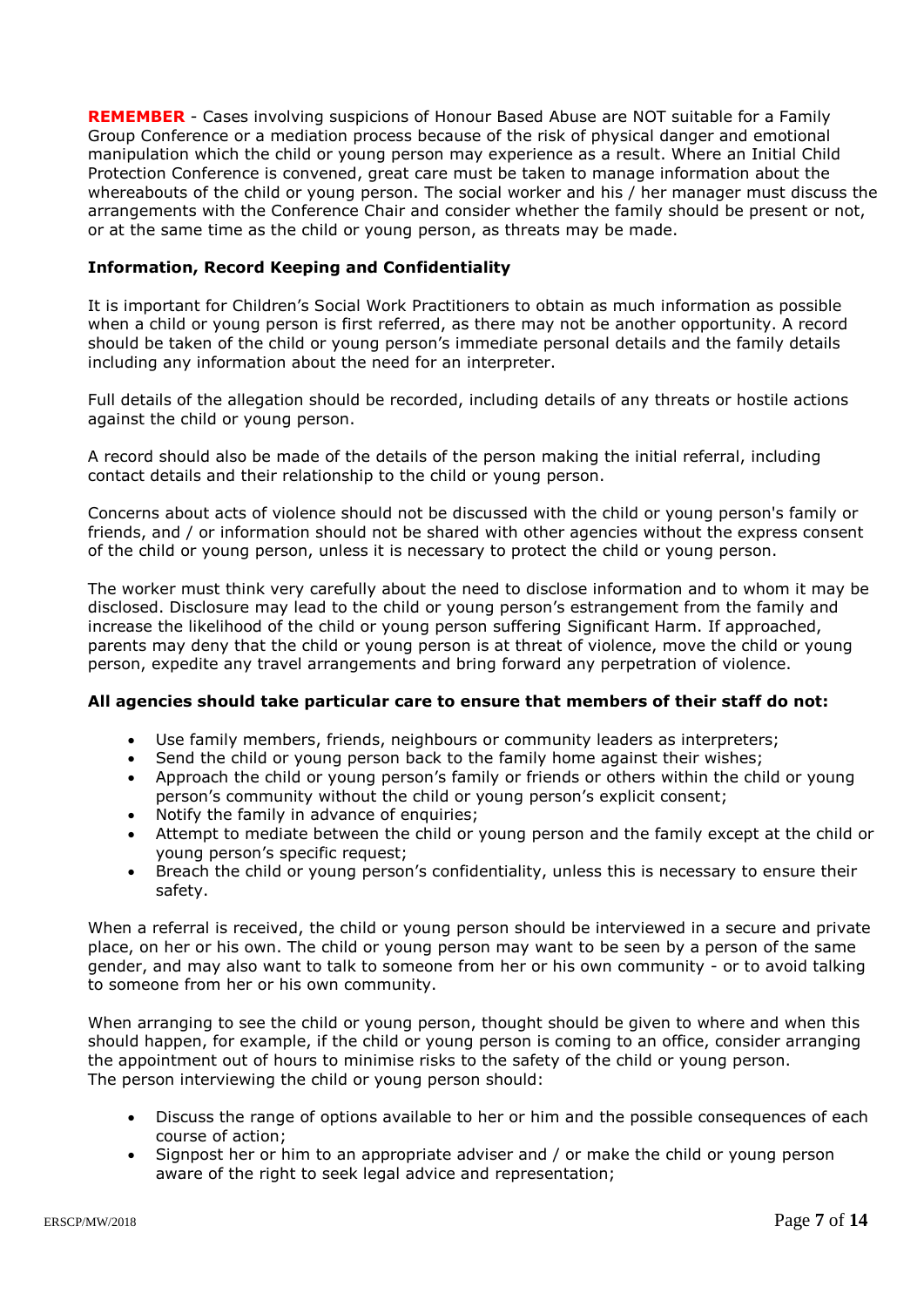**REMEMBER** - Cases involving suspicions of Honour Based Abuse are NOT suitable for a Family Group Conference or a mediation process because of the risk of physical danger and emotional manipulation which the child or young person may experience as a result. Where an Initial Child Protection Conference is convened, great care must be taken to manage information about the whereabouts of the child or young person. The social worker and his / her manager must discuss the arrangements with the Conference Chair and consider whether the family should be present or not, or at the same time as the child or young person, as threats may be made.

**Information, Record Keeping and Confidentiality**

It is important for Children's Social Work Practitioners to obtain as much information as possible when a child or young person is first referred, as there may not be another opportunity. A record should be taken of the child or young person's immediate personal details and the family details including any information about the need for an interpreter.

Full details of the allegation should be recorded, including details of any threats or hostile actions against the child or young person.

A record should also be made of the details of the person making the initial referral, including contact details and their relationship to the child or young person.

Concerns about acts of violence should not be discussed with the child or young person's family or friends, and / or information should not be shared with other agencies without the express consent of the child or young person, unless it is necessary to protect the child or young person.

The worker must think very carefully about the need to disclose information and to whom it may be disclosed. Disclosure may lead to the child or young person's estrangement from the family and increase the likelihood of the child or young person suffering Significant Harm. If approached, parents may deny that the child or young person is at threat of violence, move the child or young person, expedite any travel arrangements and bring forward any perpetration of violence.

**All agencies should take particular care to ensure that members of their staff do not:**

- Use family members, friends, neighbours or community leaders as interpreters;
- Send the child or young person back to the family home against their wishes;
- Approach the child or young person's family or friends or others within the child or young person's community without the child or young person's explicit consent;
- Notify the family in advance of enquiries;
- Attempt to mediate between the child or young person and the family except at the child or young person's specific request;
- Breach the child or young person's confidentiality, unless this is necessary to ensure their safety.

When a referral is received, the child or young person should be interviewed in a secure and private place, on her or his own. The child or young person may want to be seen by a person of the same gender, and may also want to talk to someone from her or his own community - or to avoid talking to someone from her or his own community.

When arranging to see the child or young person, thought should be given to where and when this should happen, for example, if the child or young person is coming to an office, consider arranging the appointment out of hours to minimise risks to the safety of the child or young person.
The person interviewing the child or young person should:

- Discuss the range of options available to her or him and the possible consequences of each course of action;
- Signpost her or him to an appropriate adviser and / or make the child or young person aware of the right to seek legal advice and representation;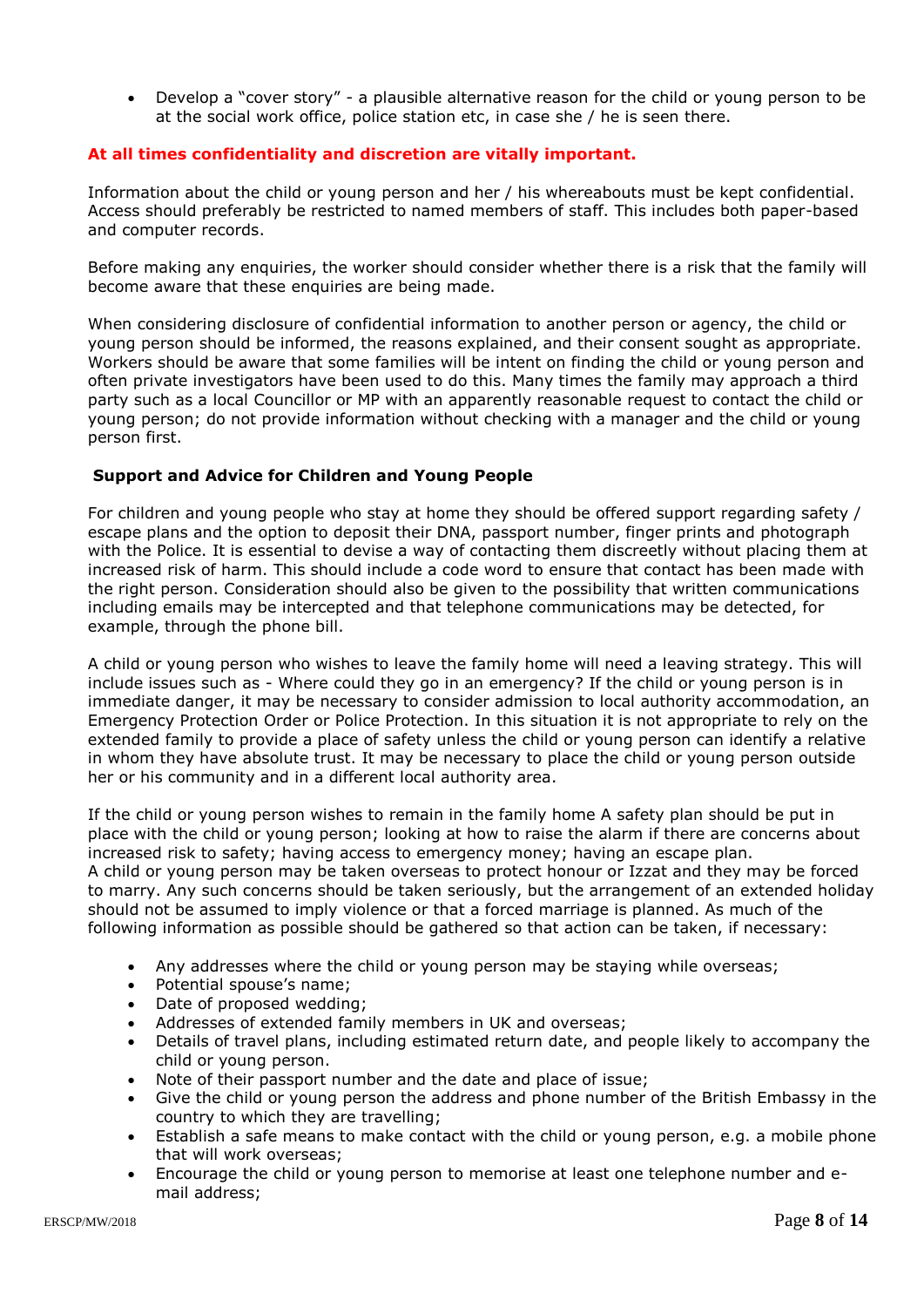- Develop a "cover story" - a plausible alternative reason for the child or young person to be at the social work office, police station etc, in case she / he is seen there.

**At all times confidentiality and discretion are vitally important.**

Information about the child or young person and her / his whereabouts must be kept confidential. Access should preferably be restricted to named members of staff. This includes both paper-based and computer records.

Before making any enquiries, the worker should consider whether there is a risk that the family will become aware that these enquiries are being made.

When considering disclosure of confidential information to another person or agency, the child or young person should be informed, the reasons explained, and their consent sought as appropriate. Workers should be aware that some families will be intent on finding the child or young person and often private investigators have been used to do this. Many times the family may approach a third party such as a local Councillor or MP with an apparently reasonable request to contact the child or young person; do not provide information without checking with a manager and the child or young person first.

### Support and Advice for Children and Young People

For children and young people who stay at home they should be offered support regarding safety / escape plans and the option to deposit their DNA, passport number, finger prints and photograph with the Police. It is essential to devise a way of contacting them discreetly without placing them at increased risk of harm. This should include a code word to ensure that contact has been made with the right person. Consideration should also be given to the possibility that written communications including emails may be intercepted and that telephone communications may be detected, for example, through the phone bill.

A child or young person who wishes to leave the family home will need a leaving strategy. This will include issues such as - Where could they go in an emergency? If the child or young person is in immediate danger, it may be necessary to consider admission to local authority accommodation, an Emergency Protection Order or Police Protection. In this situation it is not appropriate to rely on the extended family to provide a place of safety unless the child or young person can identify a relative in whom they have absolute trust. It may be necessary to place the child or young person outside her or his community and in a different local authority area.

If the child or young person wishes to remain in the family home A safety plan should be put in place with the child or young person; looking at how to raise the alarm if there are concerns about increased risk to safety; having access to emergency money; having an escape plan.
A child or young person may be taken overseas to protect honour or Izzat and they may be forced to marry. Any such concerns should be taken seriously, but the arrangement of an extended holiday should not be assumed to imply violence or that a forced marriage is planned. As much of the following information as possible should be gathered so that action can be taken, if necessary:

- Any addresses where the child or young person may be staying while overseas;
- Potential spouse's name;
- Date of proposed wedding;
- Addresses of extended family members in UK and overseas;
- Details of travel plans, including estimated return date, and people likely to accompany the child or young person.
- Note of their passport number and the date and place of issue;
- Give the child or young person the address and phone number of the British Embassy in the country to which they are travelling;
- Establish a safe means to make contact with the child or young person, e.g. a mobile phone that will work overseas;
- Encourage the child or young person to memorise at least one telephone number and e-mail address;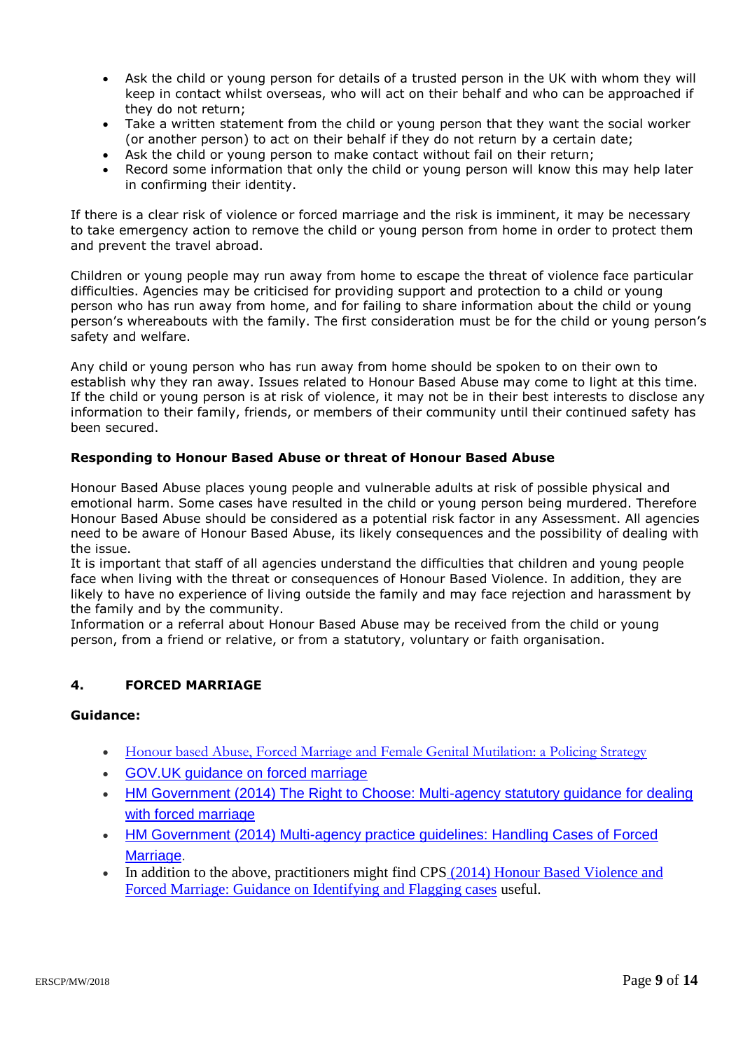- Ask the child or young person for details of a trusted person in the UK with whom they will keep in contact whilst overseas, who will act on their behalf and who can be approached if they do not return;
- Take a written statement from the child or young person that they want the social worker (or another person) to act on their behalf if they do not return by a certain date;
- Ask the child or young person to make contact without fail on their return;
- Record some information that only the child or young person will know this may help later in confirming their identity.

If there is a clear risk of violence or forced marriage and the risk is imminent, it may be necessary to take emergency action to remove the child or young person from home in order to protect them and prevent the travel abroad.

Children or young people may run away from home to escape the threat of violence face particular difficulties. Agencies may be criticised for providing support and protection to a child or young person who has run away from home, and for failing to share information about the child or young person's whereabouts with the family. The first consideration must be for the child or young person's safety and welfare.

Any child or young person who has run away from home should be spoken to on their own to establish why they ran away. Issues related to Honour Based Abuse may come to light at this time. If the child or young person is at risk of violence, it may not be in their best interests to disclose any information to their family, friends, or members of their community until their continued safety has been secured.

**Responding to Honour Based Abuse or threat of Honour Based Abuse**

Honour Based Abuse places young people and vulnerable adults at risk of possible physical and emotional harm. Some cases have resulted in the child or young person being murdered. Therefore Honour Based Abuse should be considered as a potential risk factor in any Assessment. All agencies need to be aware of Honour Based Abuse, its likely consequences and the possibility of dealing with the issue.

It is important that staff of all agencies understand the difficulties that children and young people face when living with the threat or consequences of Honour Based Violence. In addition, they are likely to have no experience of living outside the family and may face rejection and harassment by the family and by the community.

Information or a referral about Honour Based Abuse may be received from the child or young person, from a friend or relative, or from a statutory, voluntary or faith organisation.

## 4. FORCED MARRIAGE

**Guidance:**

- Honour based Abuse, Forced Marriage and Female Genital Mutilation: a Policing Strategy
- GOV.UK guidance on forced marriage
- HM Government (2014) The Right to Choose: Multi-agency statutory guidance for dealing with forced marriage
- HM Government (2014) Multi-agency practice guidelines: Handling Cases of Forced Marriage.
- In addition to the above, practitioners might find CPS (2014) Honour Based Violence and Forced Marriage: Guidance on Identifying and Flagging cases useful.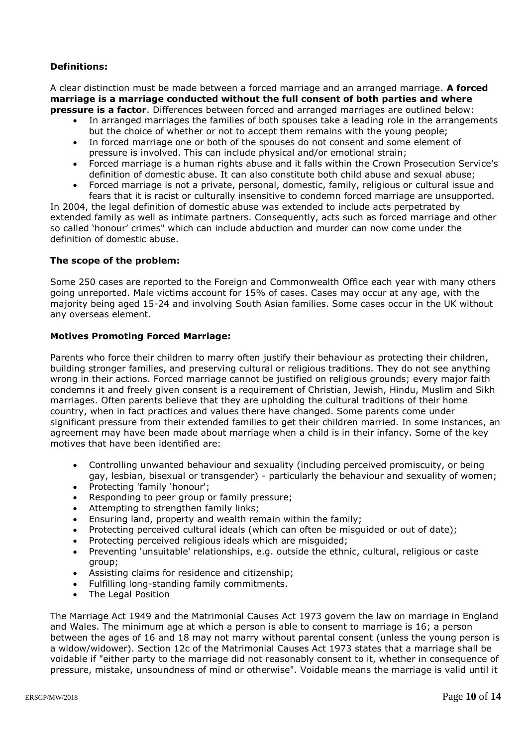**Definitions:**

A clear distinction must be made between a forced marriage and an arranged marriage. **A forced marriage is a marriage conducted without the full consent of both parties and where pressure is a factor**. Differences between forced and arranged marriages are outlined below:

- In arranged marriages the families of both spouses take a leading role in the arrangements but the choice of whether or not to accept them remains with the young people;
- In forced marriage one or both of the spouses do not consent and some element of pressure is involved. This can include physical and/or emotional strain;
- Forced marriage is a human rights abuse and it falls within the Crown Prosecution Service's definition of domestic abuse. It can also constitute both child abuse and sexual abuse;
- Forced marriage is not a private, personal, domestic, family, religious or cultural issue and fears that it is racist or culturally insensitive to condemn forced marriage are unsupported.

In 2004, the legal definition of domestic abuse was extended to include acts perpetrated by extended family as well as intimate partners. Consequently, acts such as forced marriage and other so called 'honour' crimes" which can include abduction and murder can now come under the definition of domestic abuse.

**The scope of the problem:**

Some 250 cases are reported to the Foreign and Commonwealth Office each year with many others going unreported. Male victims account for 15% of cases. Cases may occur at any age, with the majority being aged 15-24 and involving South Asian families. Some cases occur in the UK without any overseas element.

**Motives Promoting Forced Marriage:**

Parents who force their children to marry often justify their behaviour as protecting their children, building stronger families, and preserving cultural or religious traditions. They do not see anything wrong in their actions. Forced marriage cannot be justified on religious grounds; every major faith condemns it and freely given consent is a requirement of Christian, Jewish, Hindu, Muslim and Sikh marriages. Often parents believe that they are upholding the cultural traditions of their home country, when in fact practices and values there have changed. Some parents come under significant pressure from their extended families to get their children married. In some instances, an agreement may have been made about marriage when a child is in their infancy. Some of the key motives that have been identified are:

- Controlling unwanted behaviour and sexuality (including perceived promiscuity, or being gay, lesbian, bisexual or transgender) - particularly the behaviour and sexuality of women;
- Protecting 'family 'honour';
- Responding to peer group or family pressure;
- Attempting to strengthen family links;
- Ensuring land, property and wealth remain within the family;
- Protecting perceived cultural ideals (which can often be misguided or out of date);
- Protecting perceived religious ideals which are misguided;
- Preventing 'unsuitable' relationships, e.g. outside the ethnic, cultural, religious or caste group;
- Assisting claims for residence and citizenship;
- Fulfilling long-standing family commitments.
- The Legal Position

The Marriage Act 1949 and the Matrimonial Causes Act 1973 govern the law on marriage in England and Wales. The minimum age at which a person is able to consent to marriage is 16; a person between the ages of 16 and 18 may not marry without parental consent (unless the young person is a widow/widower). Section 12c of the Matrimonial Causes Act 1973 states that a marriage shall be voidable if "either party to the marriage did not reasonably consent to it, whether in consequence of pressure, mistake, unsoundness of mind or otherwise". Voidable means the marriage is valid until it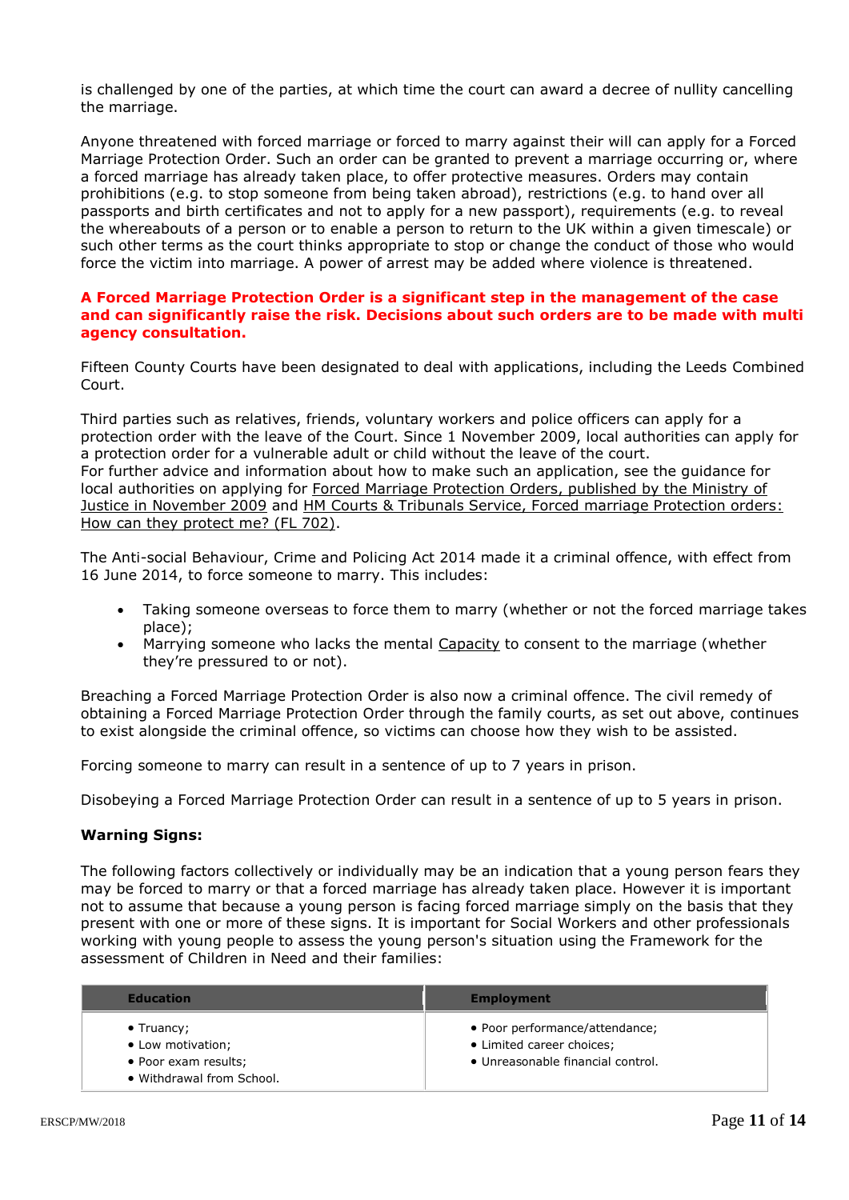is challenged by one of the parties, at which time the court can award a decree of nullity cancelling the marriage.

Anyone threatened with forced marriage or forced to marry against their will can apply for a Forced Marriage Protection Order. Such an order can be granted to prevent a marriage occurring or, where a forced marriage has already taken place, to offer protective measures. Orders may contain prohibitions (e.g. to stop someone from being taken abroad), restrictions (e.g. to hand over all passports and birth certificates and not to apply for a new passport), requirements (e.g. to reveal the whereabouts of a person or to enable a person to return to the UK within a given timescale) or such other terms as the court thinks appropriate to stop or change the conduct of those who would force the victim into marriage. A power of arrest may be added where violence is threatened.

**A Forced Marriage Protection Order is a significant step in the management of the case and can significantly raise the risk. Decisions about such orders are to be made with multi agency consultation.**

Fifteen County Courts have been designated to deal with applications, including the Leeds Combined Court.

Third parties such as relatives, friends, voluntary workers and police officers can apply for a protection order with the leave of the Court. Since 1 November 2009, local authorities can apply for a protection order for a vulnerable adult or child without the leave of the court.
For further advice and information about how to make such an application, see the guidance for local authorities on applying for Forced Marriage Protection Orders, published by the Ministry of Justice in November 2009 and HM Courts & Tribunals Service, Forced marriage Protection orders: How can they protect me? (FL 702).

The Anti-social Behaviour, Crime and Policing Act 2014 made it a criminal offence, with effect from 16 June 2014, to force someone to marry. This includes:

- Taking someone overseas to force them to marry (whether or not the forced marriage takes place);
- Marrying someone who lacks the mental Capacity to consent to the marriage (whether they're pressured to or not).

Breaching a Forced Marriage Protection Order is also now a criminal offence. The civil remedy of obtaining a Forced Marriage Protection Order through the family courts, as set out above, continues to exist alongside the criminal offence, so victims can choose how they wish to be assisted.

Forcing someone to marry can result in a sentence of up to 7 years in prison.

Disobeying a Forced Marriage Protection Order can result in a sentence of up to 5 years in prison.

**Warning Signs:**

The following factors collectively or individually may be an indication that a young person fears they may be forced to marry or that a forced marriage has already taken place. However it is important not to assume that because a young person is facing forced marriage simply on the basis that they present with one or more of these signs. It is important for Social Workers and other professionals working with young people to assess the young person's situation using the Framework for the assessment of Children in Need and their families:

| Education | Employment |
|---|---|
| • Truancy;<br>• Low motivation;<br>• Poor exam results;<br>• Withdrawal from School. | • Poor performance/attendance;<br>• Limited career choices;<br>• Unreasonable financial control. |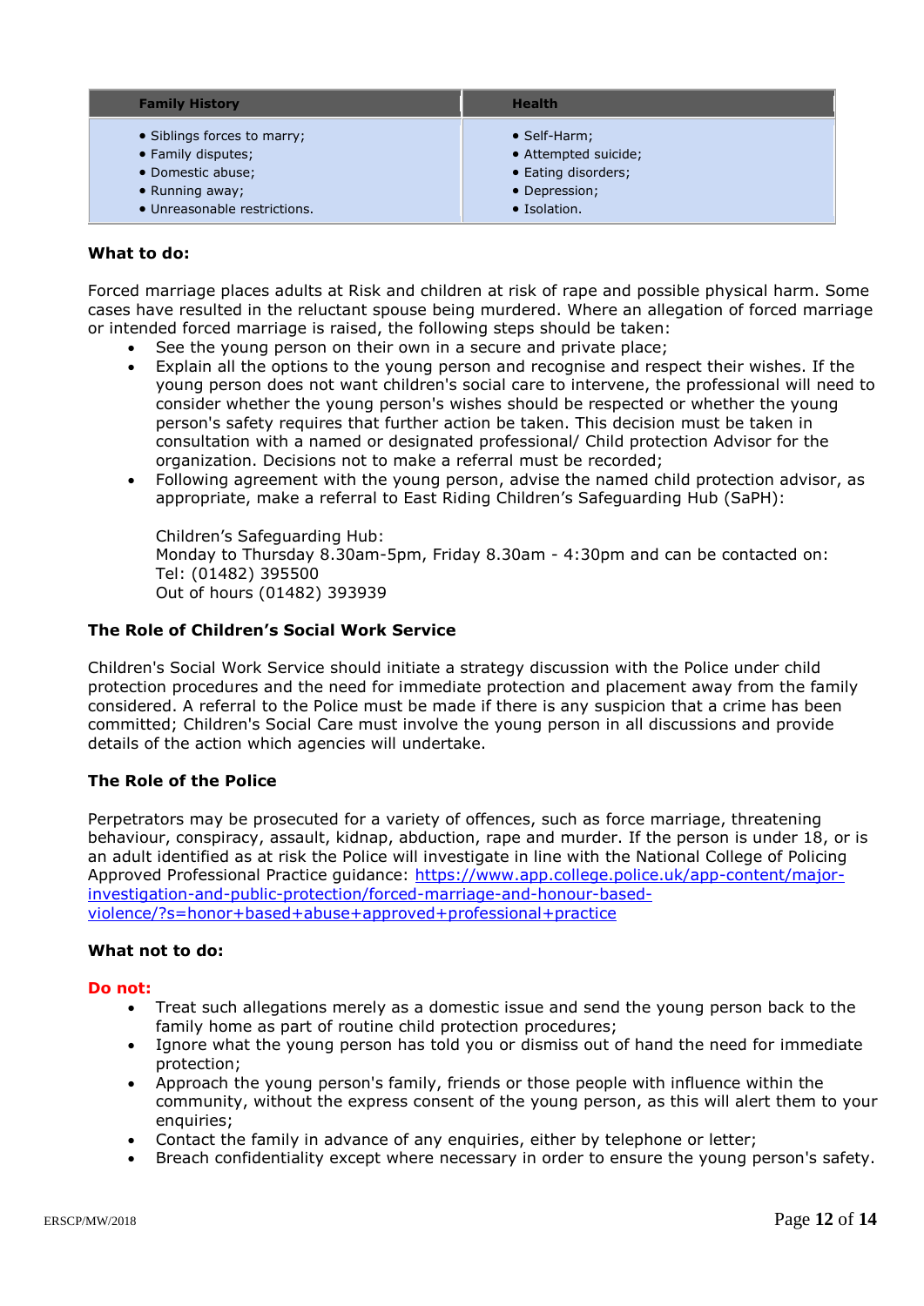| Family History | Health |
|---|---|
| • Siblings forces to marry;<br>• Family disputes;<br>• Domestic abuse;<br>• Running away;<br>• Unreasonable restrictions. | • Self-Harm;<br>• Attempted suicide;<br>• Eating disorders;<br>• Depression;<br>• Isolation. |

**What to do:**

Forced marriage places adults at Risk and children at risk of rape and possible physical harm. Some cases have resulted in the reluctant spouse being murdered. Where an allegation of forced marriage or intended forced marriage is raised, the following steps should be taken:

- See the young person on their own in a secure and private place;
- Explain all the options to the young person and recognise and respect their wishes. If the young person does not want children's social care to intervene, the professional will need to consider whether the young person's wishes should be respected or whether the young person's safety requires that further action be taken. This decision must be taken in consultation with a named or designated professional/ Child protection Advisor for the organization. Decisions not to make a referral must be recorded;
- Following agreement with the young person, advise the named child protection advisor, as appropriate, make a referral to East Riding Children's Safeguarding Hub (SaPH):

  Children's Safeguarding Hub:
  Monday to Thursday 8.30am-5pm, Friday 8.30am - 4:30pm and can be contacted on:
  Tel: (01482) 395500
  Out of hours (01482) 393939

**The Role of Children's Social Work Service**

Children's Social Work Service should initiate a strategy discussion with the Police under child protection procedures and the need for immediate protection and placement away from the family considered. A referral to the Police must be made if there is any suspicion that a crime has been committed; Children's Social Care must involve the young person in all discussions and provide details of the action which agencies will undertake.

**The Role of the Police**

Perpetrators may be prosecuted for a variety of offences, such as force marriage, threatening behaviour, conspiracy, assault, kidnap, abduction, rape and murder. If the person is under 18, or is an adult identified as at risk the Police will investigate in line with the National College of Policing Approved Professional Practice guidance: [https://www.app.college.police.uk/app-content/major-investigation-and-public-protection/forced-marriage-and-honour-based-violence/?s=honor+based+abuse+approved+professional+practice](https://www.app.college.police.uk/app-content/major-investigation-and-public-protection/forced-marriage-and-honour-based-violence/?s=honor+based+abuse+approved+professional+practice)

**What not to do:**

**Do not:**

- Treat such allegations merely as a domestic issue and send the young person back to the family home as part of routine child protection procedures;
- Ignore what the young person has told you or dismiss out of hand the need for immediate protection;
- Approach the young person's family, friends or those people with influence within the community, without the express consent of the young person, as this will alert them to your enquiries;
- Contact the family in advance of any enquiries, either by telephone or letter;
- Breach confidentiality except where necessary in order to ensure the young person's safety.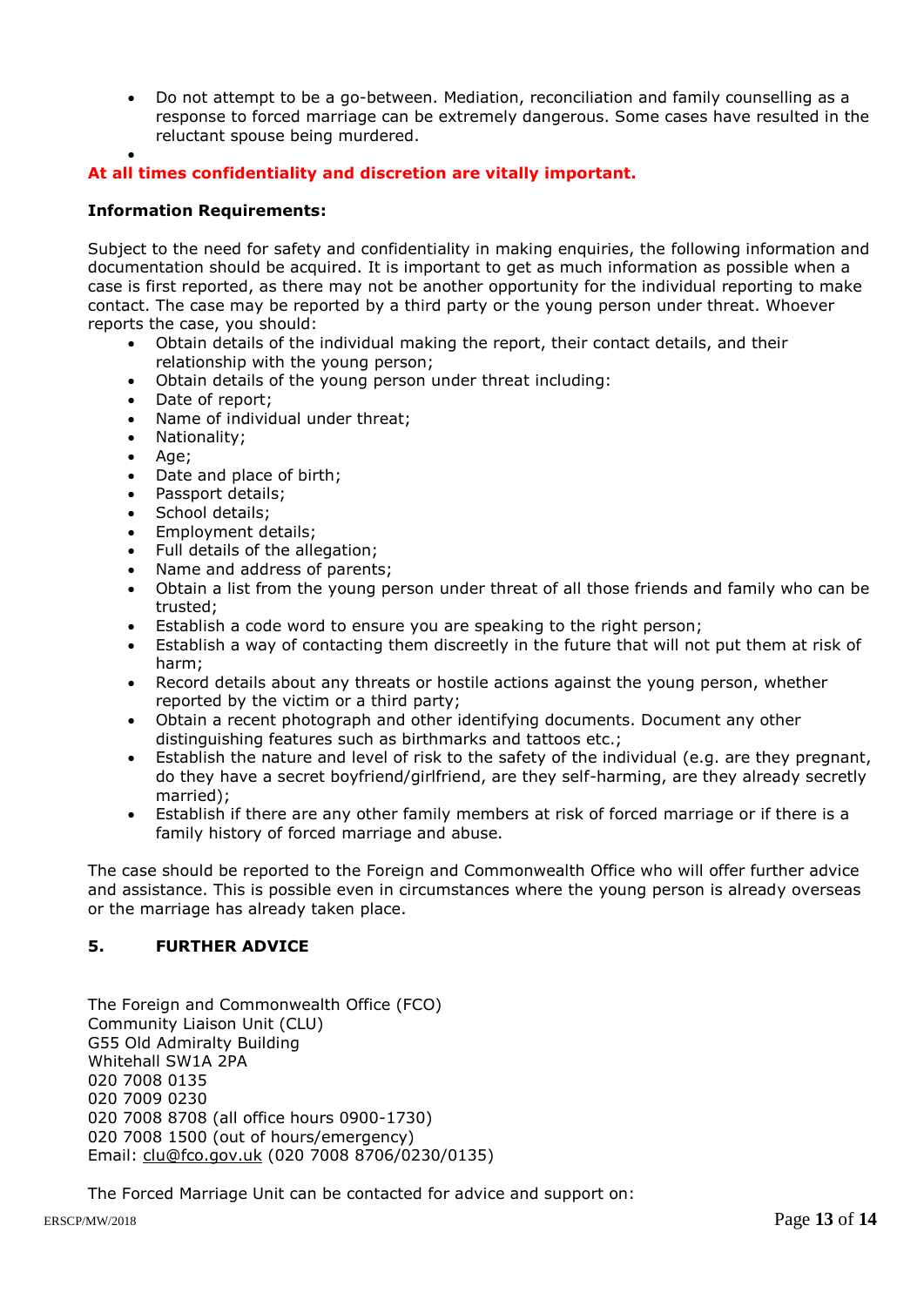- Do not attempt to be a go-between. Mediation, reconciliation and family counselling as a response to forced marriage can be extremely dangerous. Some cases have resulted in the reluctant spouse being murdered.

**At all times confidentiality and discretion are vitally important.**

**Information Requirements:**

Subject to the need for safety and confidentiality in making enquiries, the following information and documentation should be acquired. It is important to get as much information as possible when a case is first reported, as there may not be another opportunity for the individual reporting to make contact. The case may be reported by a third party or the young person under threat. Whoever reports the case, you should:

- Obtain details of the individual making the report, their contact details, and their relationship with the young person;
- Obtain details of the young person under threat including:
- Date of report;
- Name of individual under threat;
- Nationality;
- Age;
- Date and place of birth;
- Passport details;
- School details;
- Employment details;
- Full details of the allegation;
- Name and address of parents;
- Obtain a list from the young person under threat of all those friends and family who can be trusted;
- Establish a code word to ensure you are speaking to the right person;
- Establish a way of contacting them discreetly in the future that will not put them at risk of harm;
- Record details about any threats or hostile actions against the young person, whether reported by the victim or a third party;
- Obtain a recent photograph and other identifying documents. Document any other distinguishing features such as birthmarks and tattoos etc.;
- Establish the nature and level of risk to the safety of the individual (e.g. are they pregnant, do they have a secret boyfriend/girlfriend, are they self-harming, are they already secretly married);
- Establish if there are any other family members at risk of forced marriage or if there is a family history of forced marriage and abuse.

The case should be reported to the Foreign and Commonwealth Office who will offer further advice and assistance. This is possible even in circumstances where the young person is already overseas or the marriage has already taken place.

## 5. FURTHER ADVICE

The Foreign and Commonwealth Office (FCO)
Community Liaison Unit (CLU)
G55 Old Admiralty Building
Whitehall SW1A 2PA
020 7008 0135
020 7009 0230
020 7008 8708 (all office hours 0900-1730)
020 7008 1500 (out of hours/emergency)
Email: clu@fco.gov.uk (020 7008 8706/0230/0135)

The Forced Marriage Unit can be contacted for advice and support on: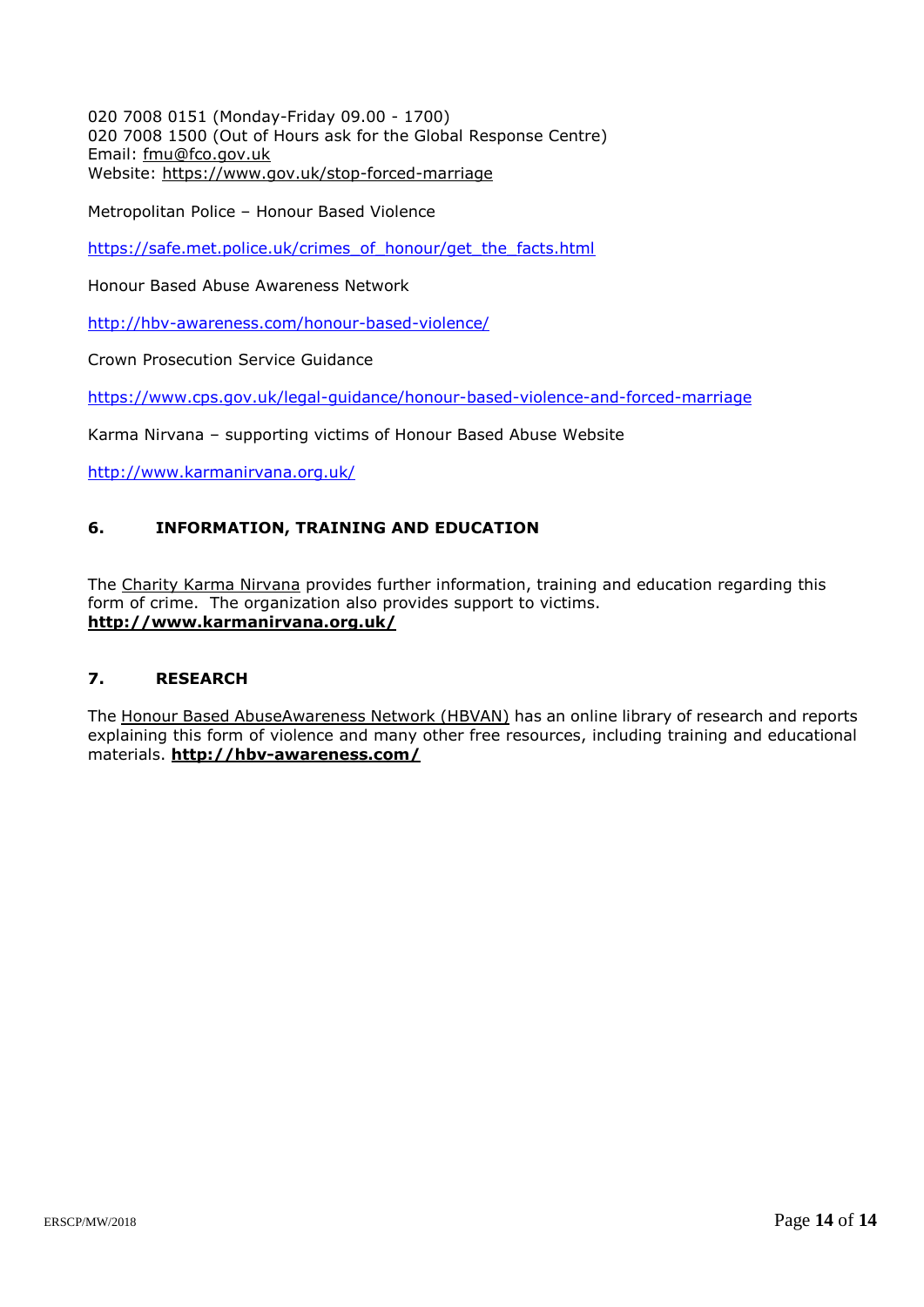020 7008 0151 (Monday-Friday 09.00 - 1700)
020 7008 1500 (Out of Hours ask for the Global Response Centre)
Email: fmu@fco.gov.uk
Website: https://www.gov.uk/stop-forced-marriage

Metropolitan Police – Honour Based Violence

https://safe.met.police.uk/crimes_of_honour/get_the_facts.html

Honour Based Abuse Awareness Network

http://hbv-awareness.com/honour-based-violence/

Crown Prosecution Service Guidance

https://www.cps.gov.uk/legal-guidance/honour-based-violence-and-forced-marriage

Karma Nirvana – supporting victims of Honour Based Abuse Website

http://www.karmanirvana.org.uk/

## 6. INFORMATION, TRAINING AND EDUCATION

The Charity Karma Nirvana provides further information, training and education regarding this form of crime. The organization also provides support to victims.
**http://www.karmanirvana.org.uk/**

## 7. RESEARCH

The Honour Based AbuseAwareness Network (HBVAN) has an online library of research and reports explaining this form of violence and many other free resources, including training and educational materials. **http://hbv-awareness.com/**